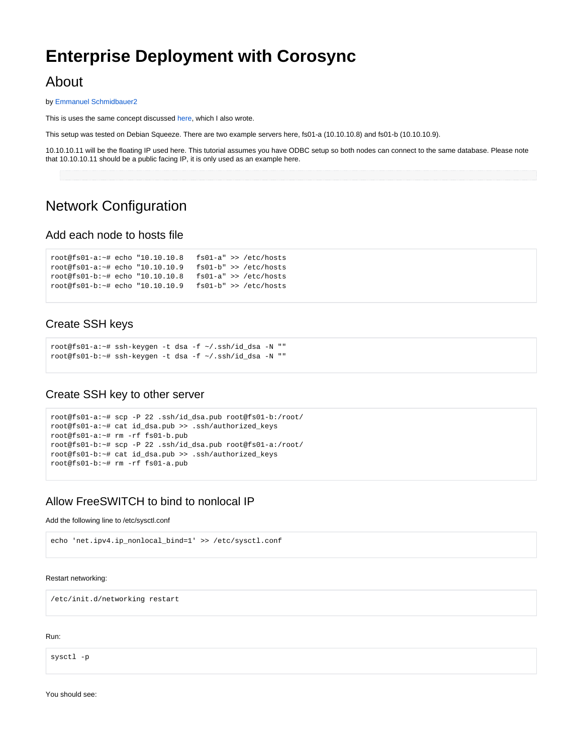# Enterprise Deployment with Corosync

## About

by Emmanuel Schmidbauer2

This is uses the same concept discussed here, which I also wrote.

This setup was tested on Debian Squeeze. There are two example servers here, fs01-a (10.10.10.8) and fs01-b (10.10.10.9).

10.10.10.11 will be the floating IP used here. This tutorial assumes you have ODBC setup so both nodes can connect to the same database. Please note that 10.10.10.11 should be a public facing IP, it is only used as an example here.

## Network Configuration

### Add each node to hosts file

```
root@fs01-a:~# echo "10.10.10.8   fs01-a" >> /etc/hosts
root@fs01-a:~# echo "10.10.10.9   fs01-b" >> /etc/hosts
root@fs01-b:~# echo "10.10.10.8   fs01-a" >> /etc/hosts
root@fs01-b:~# echo "10.10.10.9   fs01-b" >> /etc/hosts
```

### Create SSH keys

```
root@fs01-a:~# ssh-keygen -t dsa -f ~/.ssh/id_dsa -N ""
root@fs01-b:~# ssh-keygen -t dsa -f ~/.ssh/id_dsa -N ""
```

### Create SSH key to other server

```
root@fs01-a:~# scp -P 22 .ssh/id_dsa.pub root@fs01-b:/root/
root@fs01-a:~# cat id_dsa.pub >> .ssh/authorized_keys
root@fs01-a:~# rm -rf fs01-b.pub
root@fs01-b:~# scp -P 22 .ssh/id_dsa.pub root@fs01-a:/root/
root@fs01-b:~# cat id_dsa.pub >> .ssh/authorized_keys
root@fs01-b:~# rm -rf fs01-a.pub
```

### Allow FreeSWITCH to bind to nonlocal IP

Add the following line to /etc/sysctl.conf

```
echo 'net.ipv4.ip_nonlocal_bind=1' >> /etc/sysctl.conf
```

Restart networking:

```
/etc/init.d/networking restart
```

Run:

```
sysctl -p
```

You should see: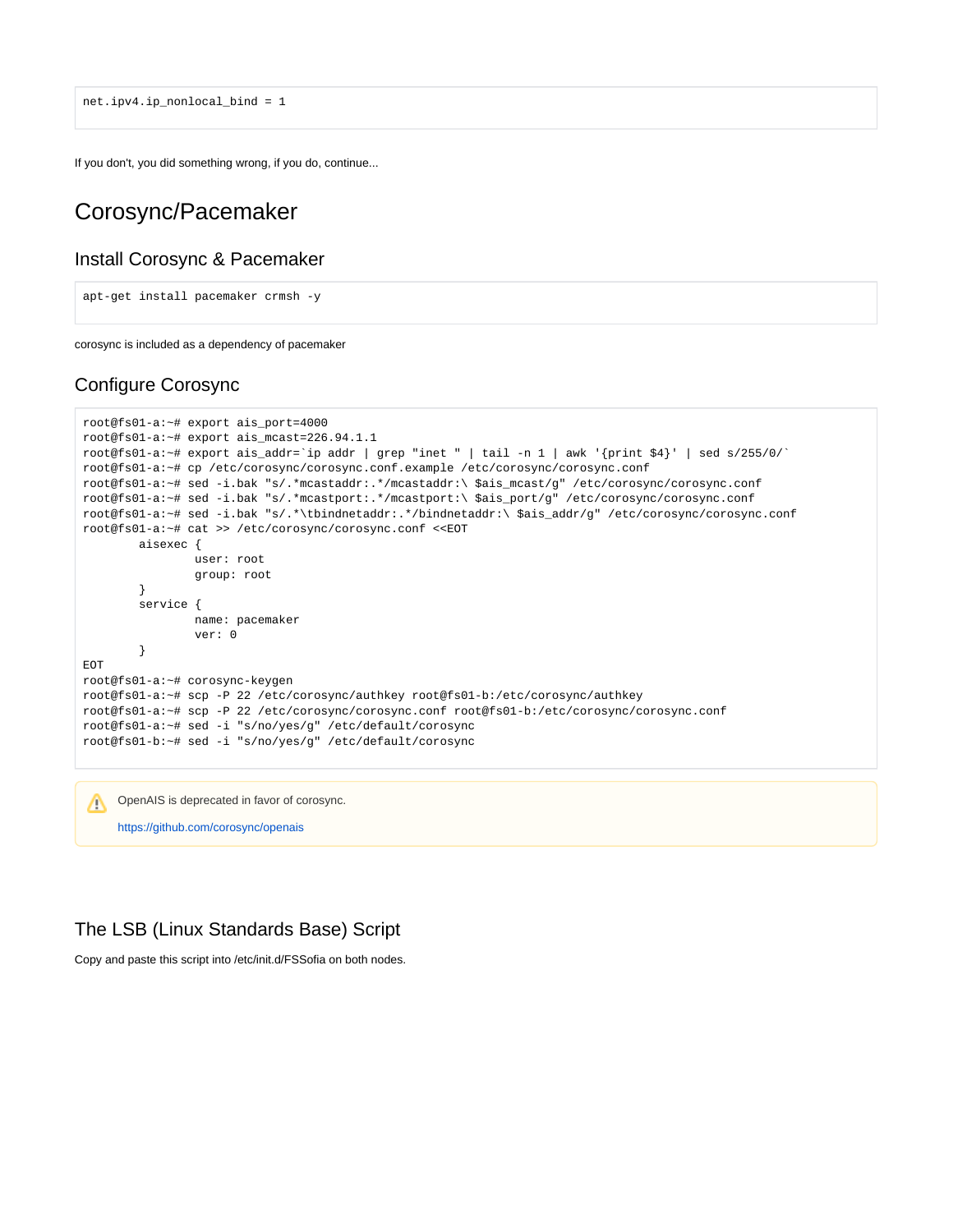```
net.ipv4.ip_nonlocal_bind = 1
```

If you don't, you did something wrong, if you do, continue...

# Corosync/Pacemaker

## Install Corosync & Pacemaker

```
apt-get install pacemaker crmsh -y
```

corosync is included as a dependency of pacemaker

## Configure Corosync

```
root@fs01-a:~# export ais_port=4000
root@fs01-a:~# export ais_mcast=226.94.1.1
root@fs01-a:~# export ais_addr=`ip addr | grep "inet " | tail -n 1 | awk '{print $4}' | sed s/255/0/`
root@fs01-a:~# cp /etc/corosync/corosync.conf.example /etc/corosync/corosync.conf
root@fs01-a:~# sed -i.bak "s/.*mcastaddr:.*/mcastaddr:\ $ais_mcast/g" /etc/corosync/corosync.conf
root@fs01-a:~# sed -i.bak "s/.*mcastport:.*/mcastport:\ $ais_port/g" /etc/corosync/corosync.conf
root@fs01-a:~# sed -i.bak "s/.*\tbindnetaddr:.*/bindnetaddr:\ $ais_addr/g" /etc/corosync/corosync.conf
root@fs01-a:~# cat >> /etc/corosync/corosync.conf <<EOT
        aisexec {
                user: root
                group: root
        }
        service {
                name: pacemaker
                ver: 0
        }
EOT
root@fs01-a:~# corosync-keygen
root@fs01-a:~# scp -P 22 /etc/corosync/authkey root@fs01-b:/etc/corosync/authkey
root@fs01-a:~# scp -P 22 /etc/corosync/corosync.conf root@fs01-b:/etc/corosync/corosync.conf
root@fs01-a:~# sed -i "s/no/yes/g" /etc/default/corosync
root@fs01-b:~# sed -i "s/no/yes/g" /etc/default/corosync
```

> OpenAIS is deprecated in favor of corosync.
>
> https://github.com/corosync/openais

## The LSB (Linux Standards Base) Script

Copy and paste this script into /etc/init.d/FSSofia on both nodes.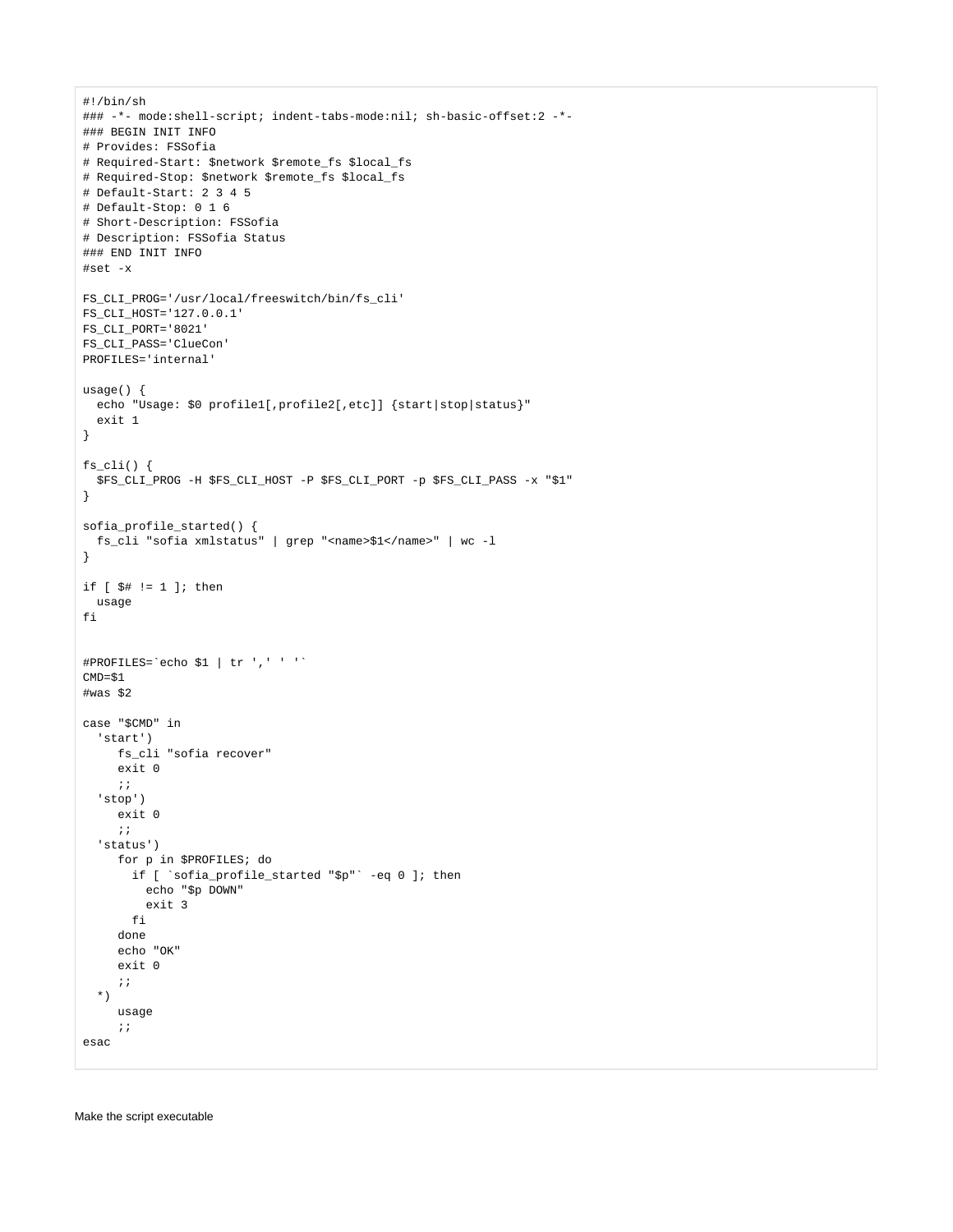```
#!/bin/sh
### -*- mode:shell-script; indent-tabs-mode:nil; sh-basic-offset:2 -*-
### BEGIN INIT INFO
# Provides: FSSofia
# Required-Start: $network $remote_fs $local_fs
# Required-Stop: $network $remote_fs $local_fs
# Default-Start: 2 3 4 5
# Default-Stop: 0 1 6
# Short-Description: FSSofia
# Description: FSSofia Status
### END INIT INFO
#set -x

FS_CLI_PROG='/usr/local/freeswitch/bin/fs_cli'
FS_CLI_HOST='127.0.0.1'
FS_CLI_PORT='8021'
FS_CLI_PASS='ClueCon'
PROFILES='internal'

usage() {
  echo "Usage: $0 profile1[,profile2[,etc]] {start|stop|status}"
  exit 1
}

fs_cli() {
  $FS_CLI_PROG -H $FS_CLI_HOST -P $FS_CLI_PORT -p $FS_CLI_PASS -x "$1"
}

sofia_profile_started() {
  fs_cli "sofia xmlstatus" | grep "<name>$1</name>" | wc -l
}

if [ $# != 1 ]; then
  usage
fi


#PROFILES=`echo $1 | tr ',' ' '`
CMD=$1
#was $2

case "$CMD" in
  'start')
     fs_cli "sofia recover"
     exit 0
     ;;
  'stop')
     exit 0
     ;;
  'status')
     for p in $PROFILES; do
       if [ `sofia_profile_started "$p"` -eq 0 ]; then
         echo "$p DOWN"
         exit 3
       fi
     done
     echo "OK"
     exit 0
     ;;
  *)
     usage
     ;;
esac
```

Make the script executable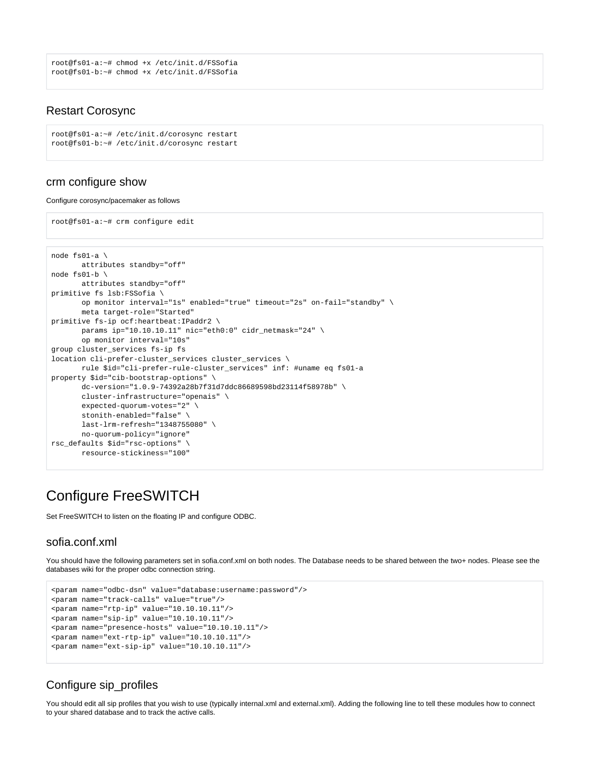```
root@fs01-a:~# chmod +x /etc/init.d/FSSofia
root@fs01-b:~# chmod +x /etc/init.d/FSSofia
```

### Restart Corosync

```
root@fs01-a:~# /etc/init.d/corosync restart
root@fs01-b:~# /etc/init.d/corosync restart
```

### crm configure show

Configure corosync/pacemaker as follows

```
root@fs01-a:~# crm configure edit
```

```
node fs01-a \
       attributes standby="off"
node fs01-b \
       attributes standby="off"
primitive fs lsb:FSSofia \
       op monitor interval="1s" enabled="true" timeout="2s" on-fail="standby" \
       meta target-role="Started"
primitive fs-ip ocf:heartbeat:IPaddr2 \
       params ip="10.10.10.11" nic="eth0:0" cidr_netmask="24" \
       op monitor interval="10s"
group cluster_services fs-ip fs
location cli-prefer-cluster_services cluster_services \
       rule $id="cli-prefer-rule-cluster_services" inf: #uname eq fs01-a
property $id="cib-bootstrap-options" \
       dc-version="1.0.9-74392a28b7f31d7ddc86689598bd23114f58978b" \
       cluster-infrastructure="openais" \
       expected-quorum-votes="2" \
       stonith-enabled="false" \
       last-lrm-refresh="1348755080" \
       no-quorum-policy="ignore"
rsc_defaults $id="rsc-options" \
       resource-stickiness="100"
```

## Configure FreeSWITCH

Set FreeSWITCH to listen on the floating IP and configure ODBC.

### sofia.conf.xml

You should have the following parameters set in sofia.conf.xml on both nodes. The Database needs to be shared between the two+ nodes. Please see the databases wiki for the proper odbc connection string.

```
<param name="odbc-dsn" value="database:username:password"/>
<param name="track-calls" value="true"/>
<param name="rtp-ip" value="10.10.10.11"/>
<param name="sip-ip" value="10.10.10.11"/>
<param name="presence-hosts" value="10.10.10.11"/>
<param name="ext-rtp-ip" value="10.10.10.11"/>
<param name="ext-sip-ip" value="10.10.10.11"/>
```

### Configure sip_profiles

You should edit all sip profiles that you wish to use (typically internal.xml and external.xml). Adding the following line to tell these modules how to connect to your shared database and to track the active calls.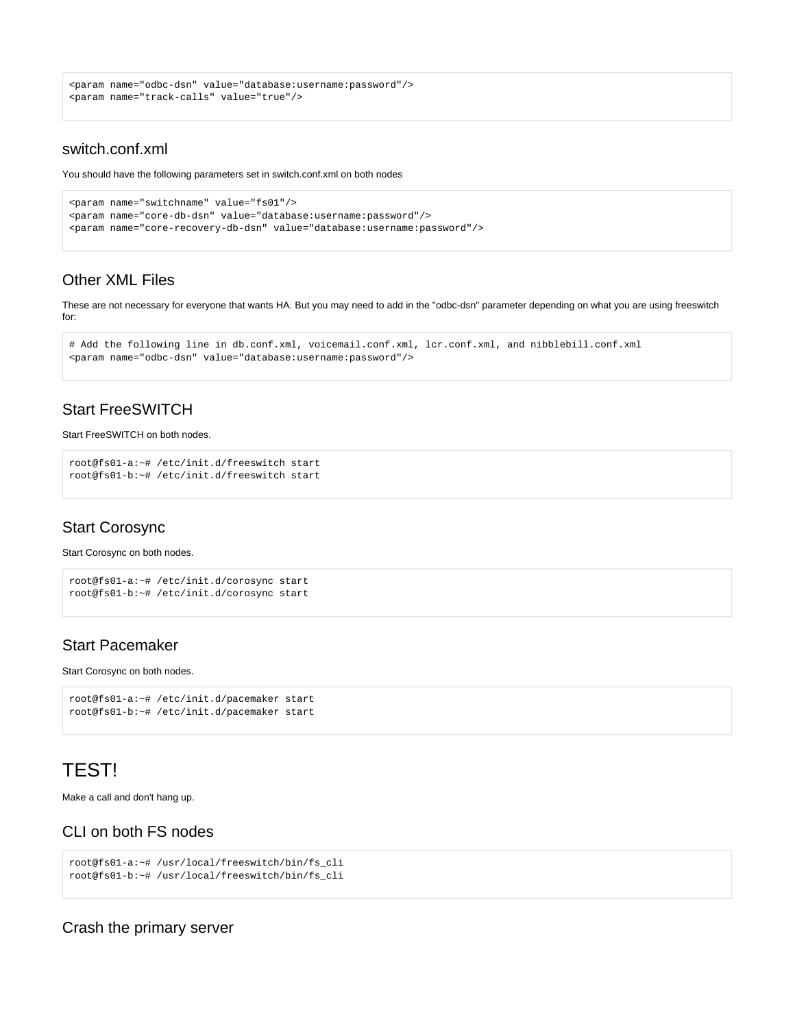```
<param name="odbc-dsn" value="database:username:password"/>
<param name="track-calls" value="true"/>
```

### switch.conf.xml

You should have the following parameters set in switch.conf.xml on both nodes

```
<param name="switchname" value="fs01"/>
<param name="core-db-dsn" value="database:username:password"/>
<param name="core-recovery-db-dsn" value="database:username:password"/>
```

### Other XML Files

These are not necessary for everyone that wants HA. But you may need to add in the "odbc-dsn" parameter depending on what you are using freeswitch for:

```
# Add the following line in db.conf.xml, voicemail.conf.xml, lcr.conf.xml, and nibblebill.conf.xml
<param name="odbc-dsn" value="database:username:password"/>
```

### Start FreeSWITCH

Start FreeSWITCH on both nodes.

```
root@fs01-a:~# /etc/init.d/freeswitch start
root@fs01-b:~# /etc/init.d/freeswitch start
```

### Start Corosync

Start Corosync on both nodes.

```
root@fs01-a:~# /etc/init.d/corosync start
root@fs01-b:~# /etc/init.d/corosync start
```

### Start Pacemaker

Start Corosync on both nodes.

```
root@fs01-a:~# /etc/init.d/pacemaker start
root@fs01-b:~# /etc/init.d/pacemaker start
```

## TEST!

Make a call and don't hang up.

### CLI on both FS nodes

```
root@fs01-a:~# /usr/local/freeswitch/bin/fs_cli
root@fs01-b:~# /usr/local/freeswitch/bin/fs_cli
```

### Crash the primary server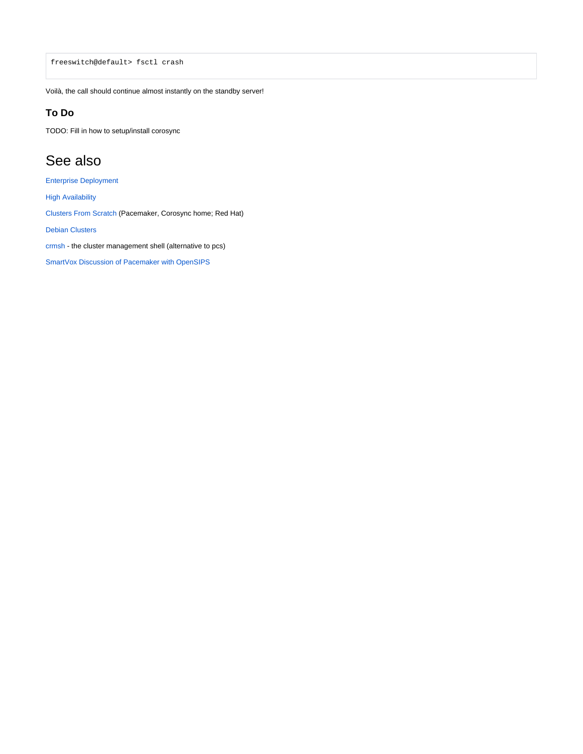```
freeswitch@default> fsctl crash
```

Voilà, the call should continue almost instantly on the standby server!

### To Do

TODO: Fill in how to setup/install corosync

## See also

Enterprise Deployment

High Availability

Clusters From Scratch (Pacemaker, Corosync home; Red Hat)

Debian Clusters

crmsh - the cluster management shell (alternative to pcs)

SmartVox Discussion of Pacemaker with OpenSIPS